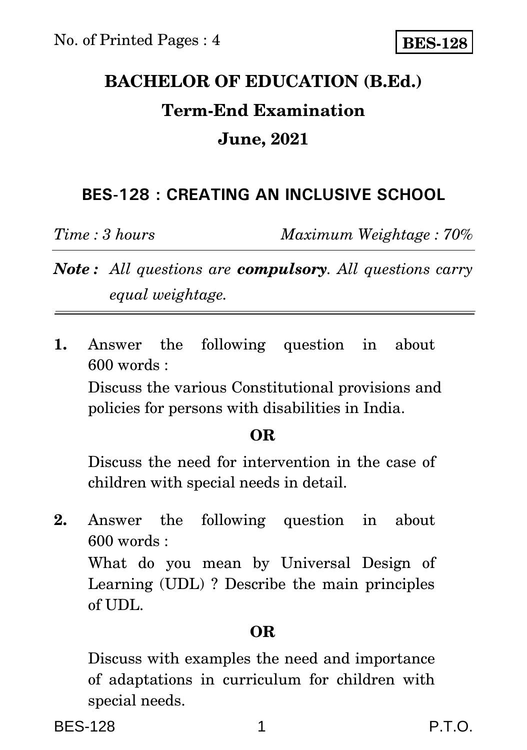No. of Printed Pages : 4

**BES-128**

# BACHELOR OF EDUCATION (B.Ed.)

## Term-End Examination

## June, 2021

### BES-128 : CREATING AN INCLUSIVE SCHOOL

*Time : 3 hours* *Maximum Weightage : 70%*

***Note :*** *All questions are **compulsory**. All questions carry equal weightage.*

---

**1.** Answer the following question in about 600 words :

Discuss the various Constitutional provisions and policies for persons with disabilities in India.

**OR**

Discuss the need for intervention in the case of children with special needs in detail.

**2.** Answer the following question in about 600 words :

What do you mean by Universal Design of Learning (UDL) ? Describe the main principles of UDL.

**OR**

Discuss with examples the need and importance of adaptations in curriculum for children with special needs.

P.T.O.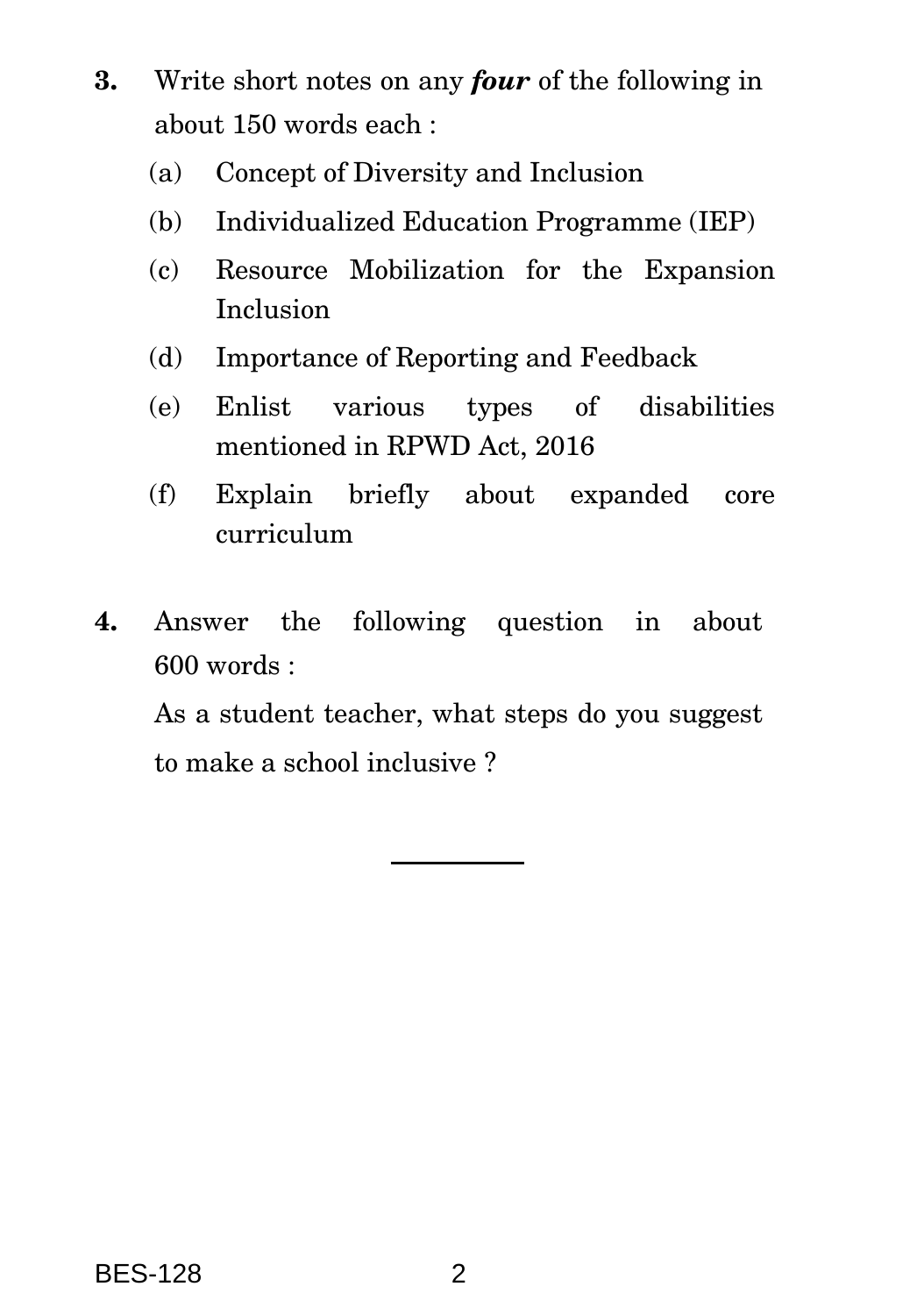**3.** Write short notes on any ***four*** of the following in about 150 words each :

(a) Concept of Diversity and Inclusion

(b) Individualized Education Programme (IEP)

(c) Resource Mobilization for the Expansion Inclusion

(d) Importance of Reporting and Feedback

(e) Enlist various types of disabilities mentioned in RPWD Act, 2016

(f) Explain briefly about expanded core curriculum

**4.** Answer the following question in about 600 words :

As a student teacher, what steps do you suggest to make a school inclusive ?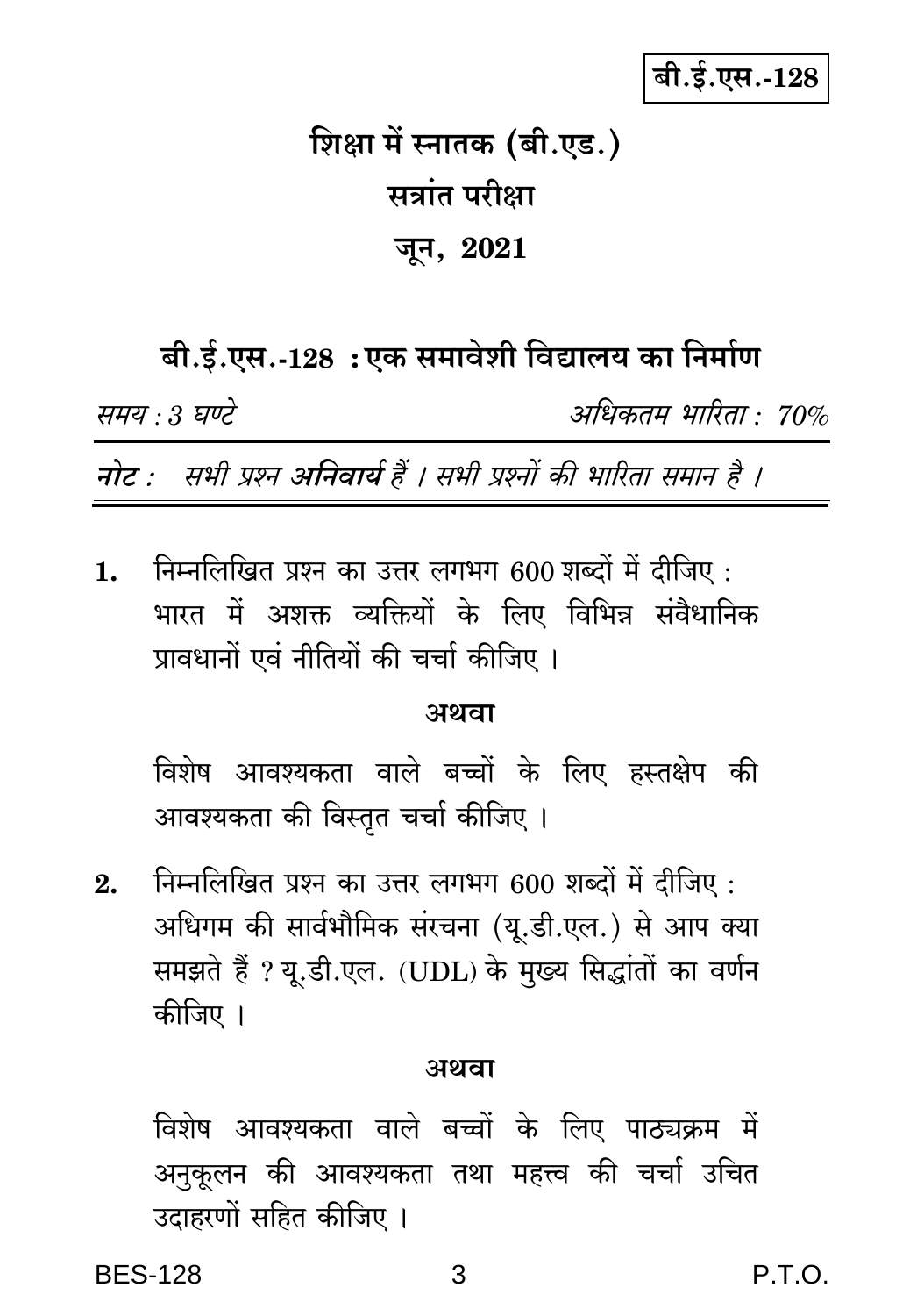बी.ई.एस.-128

# शिक्षा में स्नातक (बी.एड.)

## सत्रांत परीक्षा

## जून, 2021

## बी.ई.एस.-128 : एक समावेशी विद्यालय का निर्माण

*समय : 3 घण्टे* *अधिकतम भारिता : 70%*

***नोट :*** *सभी प्रश्न **अनिवार्य** हैं । सभी प्रश्नों की भारिता समान है ।*

1. निम्नलिखित प्रश्न का उत्तर लगभग 600 शब्दों में दीजिए :
   भारत में अशक्त व्यक्तियों के लिए विभिन्न संवैधानिक प्रावधानों एवं नीतियों की चर्चा कीजिए ।

   **अथवा**

   विशेष आवश्यकता वाले बच्चों के लिए हस्तक्षेप की आवश्यकता की विस्तृत चर्चा कीजिए ।

2. निम्नलिखित प्रश्न का उत्तर लगभग 600 शब्दों में दीजिए :
   अधिगम की सार्वभौमिक संरचना (यू.डी.एल.) से आप क्या समझते हैं ? यू.डी.एल. (UDL) के मुख्य सिद्धांतों का वर्णन कीजिए ।

   **अथवा**

   विशेष आवश्यकता वाले बच्चों के लिए पाठ्यक्रम में अनुकूलन की आवश्यकता तथा महत्त्व की चर्चा उचित उदाहरणों सहित कीजिए ।

P.T.O.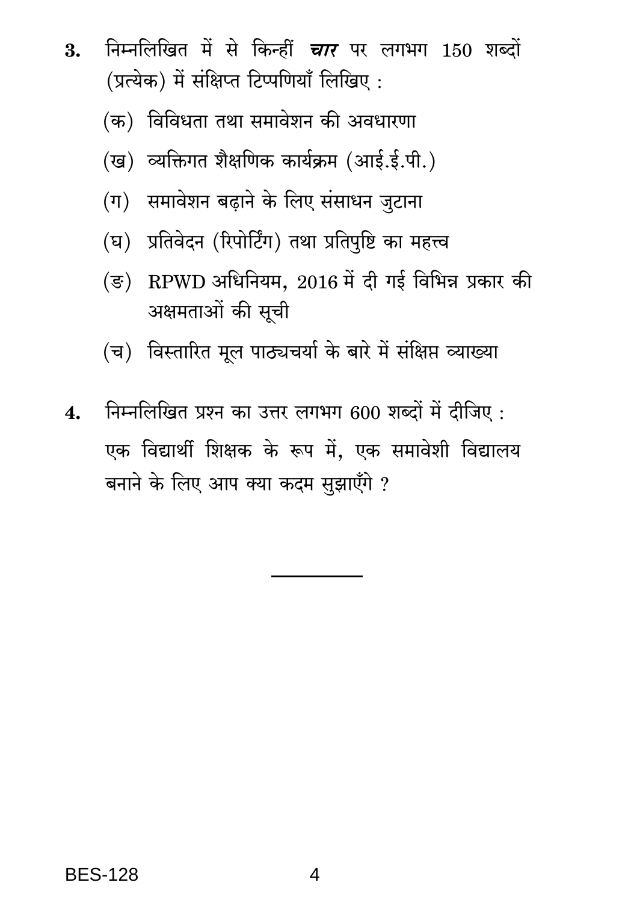**3.** निम्नलिखित में से किन्हीं ***चार*** पर लगभग 150 शब्दों (प्रत्येक) में संक्षिप्त टिप्पणियाँ लिखिए :

(क) विविधता तथा समावेशन की अवधारणा

(ख) व्यक्तिगत शैक्षणिक कार्यक्रम (आई.ई.पी.)

(ग) समावेशन बढ़ाने के लिए संसाधन जुटाना

(घ) प्रतिवेदन (रिपोर्टिंग) तथा प्रतिपुष्टि का महत्त्व

(ङ) RPWD अधिनियम, 2016 में दी गई विभिन्न प्रकार की अक्षमताओं की सूची

(च) विस्तारित मूल पाठ्यचर्या के बारे में संक्षिप्त व्याख्या

**4.** निम्नलिखित प्रश्न का उत्तर लगभग 600 शब्दों में दीजिए :

एक विद्यार्थी शिक्षक के रूप में, एक समावेशी विद्यालय बनाने के लिए आप क्या कदम सुझाएँगे ?

---